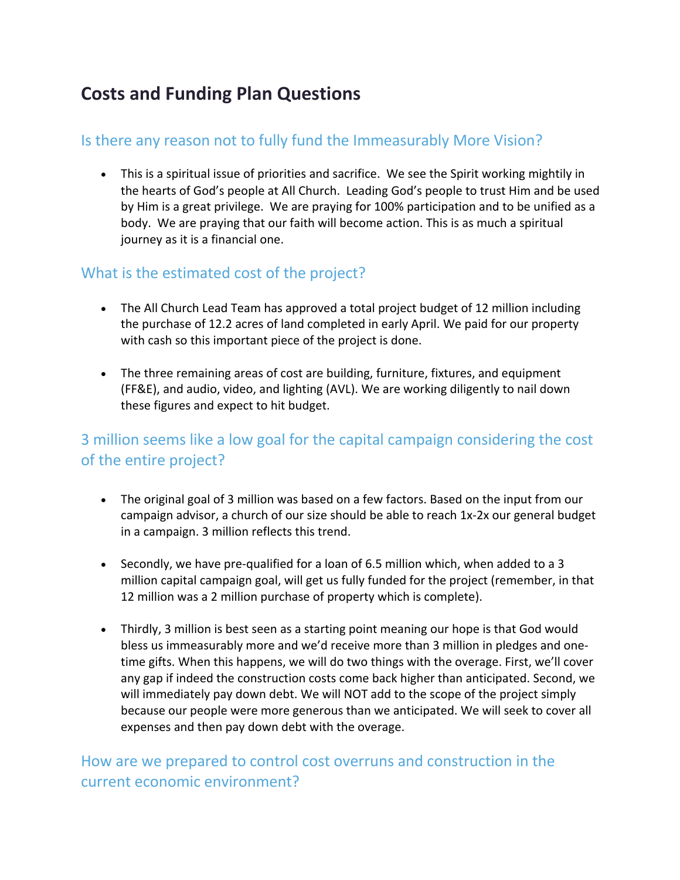# Costs and Funding Plan Questions

## Is there any reason not to fully fund the Immeasurably More Vision?

- This is a spiritual issue of priorities and sacrifice. We see the Spirit working mightily in the hearts of God's people at All Church. Leading God's people to trust Him and be used by Him is a great privilege. We are praying for 100% participation and to be unified as a body. We are praying that our faith will become action. This is as much a spiritual journey as it is a financial one.

## What is the estimated cost of the project?

- The All Church Lead Team has approved a total project budget of 12 million including the purchase of 12.2 acres of land completed in early April. We paid for our property with cash so this important piece of the project is done.

- The three remaining areas of cost are building, furniture, fixtures, and equipment (FF&E), and audio, video, and lighting (AVL). We are working diligently to nail down these figures and expect to hit budget.

## 3 million seems like a low goal for the capital campaign considering the cost of the entire project?

- The original goal of 3 million was based on a few factors. Based on the input from our campaign advisor, a church of our size should be able to reach 1x-2x our general budget in a campaign. 3 million reflects this trend.

- Secondly, we have pre-qualified for a loan of 6.5 million which, when added to a 3 million capital campaign goal, will get us fully funded for the project (remember, in that 12 million was a 2 million purchase of property which is complete).

- Thirdly, 3 million is best seen as a starting point meaning our hope is that God would bless us immeasurably more and we'd receive more than 3 million in pledges and one-time gifts. When this happens, we will do two things with the overage. First, we'll cover any gap if indeed the construction costs come back higher than anticipated. Second, we will immediately pay down debt. We will NOT add to the scope of the project simply because our people were more generous than we anticipated. We will seek to cover all expenses and then pay down debt with the overage.

## How are we prepared to control cost overruns and construction in the current economic environment?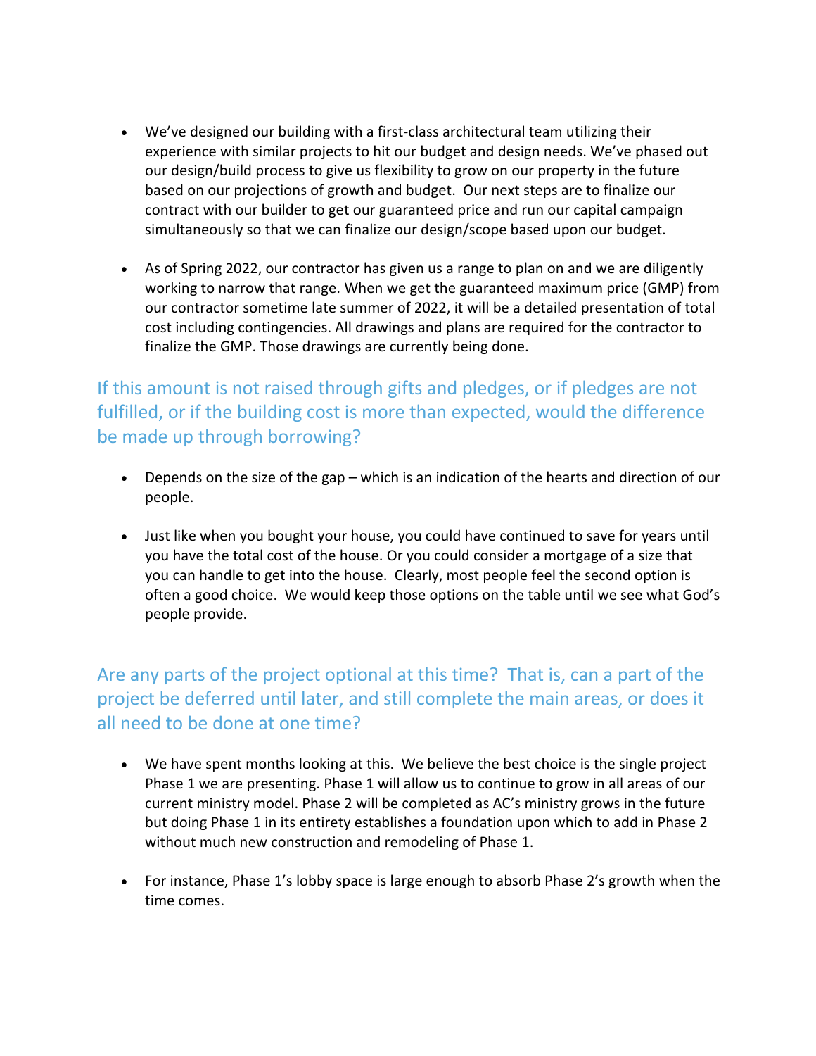- We've designed our building with a first-class architectural team utilizing their experience with similar projects to hit our budget and design needs. We've phased out our design/build process to give us flexibility to grow on our property in the future based on our projections of growth and budget. Our next steps are to finalize our contract with our builder to get our guaranteed price and run our capital campaign simultaneously so that we can finalize our design/scope based upon our budget.

- As of Spring 2022, our contractor has given us a range to plan on and we are diligently working to narrow that range. When we get the guaranteed maximum price (GMP) from our contractor sometime late summer of 2022, it will be a detailed presentation of total cost including contingencies. All drawings and plans are required for the contractor to finalize the GMP. Those drawings are currently being done.

## If this amount is not raised through gifts and pledges, or if pledges are not fulfilled, or if the building cost is more than expected, would the difference be made up through borrowing?

- Depends on the size of the gap – which is an indication of the hearts and direction of our people.

- Just like when you bought your house, you could have continued to save for years until you have the total cost of the house. Or you could consider a mortgage of a size that you can handle to get into the house. Clearly, most people feel the second option is often a good choice. We would keep those options on the table until we see what God's people provide.

## Are any parts of the project optional at this time? That is, can a part of the project be deferred until later, and still complete the main areas, or does it all need to be done at one time?

- We have spent months looking at this. We believe the best choice is the single project Phase 1 we are presenting. Phase 1 will allow us to continue to grow in all areas of our current ministry model. Phase 2 will be completed as AC's ministry grows in the future but doing Phase 1 in its entirety establishes a foundation upon which to add in Phase 2 without much new construction and remodeling of Phase 1.

- For instance, Phase 1's lobby space is large enough to absorb Phase 2's growth when the time comes.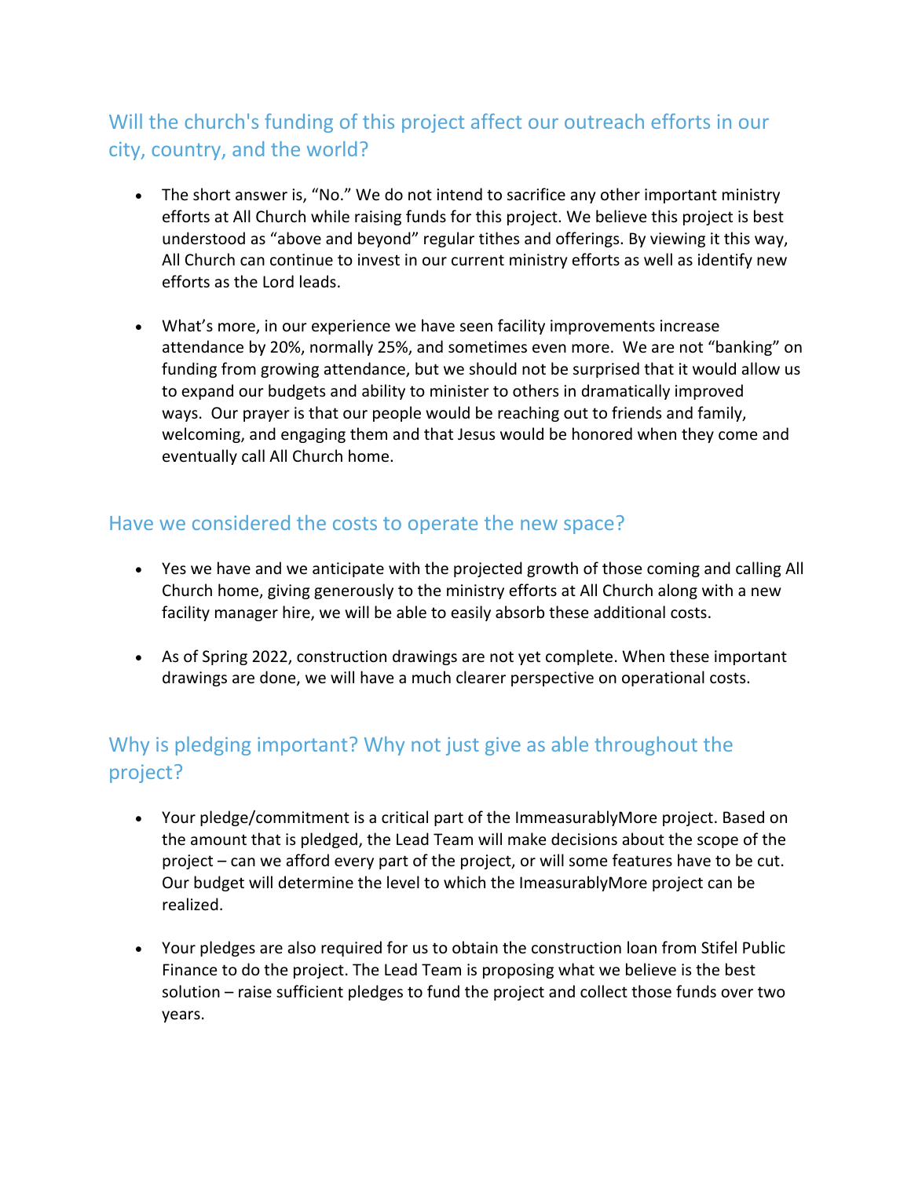## Will the church's funding of this project affect our outreach efforts in our city, country, and the world?

- The short answer is, "No." We do not intend to sacrifice any other important ministry efforts at All Church while raising funds for this project. We believe this project is best understood as "above and beyond" regular tithes and offerings. By viewing it this way, All Church can continue to invest in our current ministry efforts as well as identify new efforts as the Lord leads.

- What's more, in our experience we have seen facility improvements increase attendance by 20%, normally 25%, and sometimes even more. We are not "banking" on funding from growing attendance, but we should not be surprised that it would allow us to expand our budgets and ability to minister to others in dramatically improved ways. Our prayer is that our people would be reaching out to friends and family, welcoming, and engaging them and that Jesus would be honored when they come and eventually call All Church home.

## Have we considered the costs to operate the new space?

- Yes we have and we anticipate with the projected growth of those coming and calling All Church home, giving generously to the ministry efforts at All Church along with a new facility manager hire, we will be able to easily absorb these additional costs.

- As of Spring 2022, construction drawings are not yet complete. When these important drawings are done, we will have a much clearer perspective on operational costs.

## Why is pledging important? Why not just give as able throughout the project?

- Your pledge/commitment is a critical part of the ImmeasurablyMore project. Based on the amount that is pledged, the Lead Team will make decisions about the scope of the project – can we afford every part of the project, or will some features have to be cut. Our budget will determine the level to which the ImeasurablyMore project can be realized.

- Your pledges are also required for us to obtain the construction loan from Stifel Public Finance to do the project. The Lead Team is proposing what we believe is the best solution – raise sufficient pledges to fund the project and collect those funds over two years.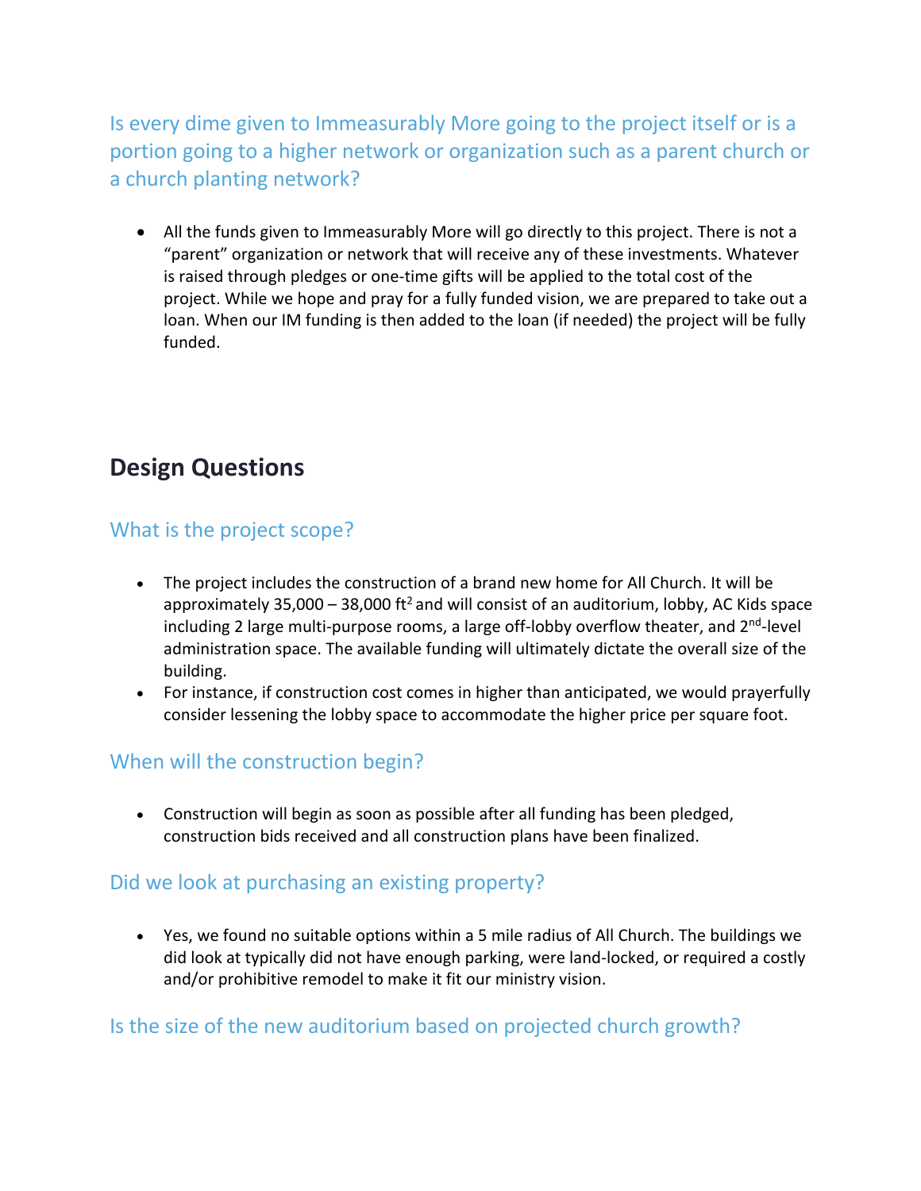### Is every dime given to Immeasurably More going to the project itself or is a portion going to a higher network or organization such as a parent church or a church planting network?

- All the funds given to Immeasurably More will go directly to this project. There is not a "parent" organization or network that will receive any of these investments. Whatever is raised through pledges or one-time gifts will be applied to the total cost of the project. While we hope and pray for a fully funded vision, we are prepared to take out a loan. When our IM funding is then added to the loan (if needed) the project will be fully funded.

## Design Questions

### What is the project scope?

- The project includes the construction of a brand new home for All Church. It will be approximately 35,000 – 38,000 $ft^2$ and will consist of an auditorium, lobby, AC Kids space including 2 large multi-purpose rooms, a large off-lobby overflow theater, and 2nd-level administration space. The available funding will ultimately dictate the overall size of the building.
- For instance, if construction cost comes in higher than anticipated, we would prayerfully consider lessening the lobby space to accommodate the higher price per square foot.

### When will the construction begin?

- Construction will begin as soon as possible after all funding has been pledged, construction bids received and all construction plans have been finalized.

### Did we look at purchasing an existing property?

- Yes, we found no suitable options within a 5 mile radius of All Church. The buildings we did look at typically did not have enough parking, were land-locked, or required a costly and/or prohibitive remodel to make it fit our ministry vision.

### Is the size of the new auditorium based on projected church growth?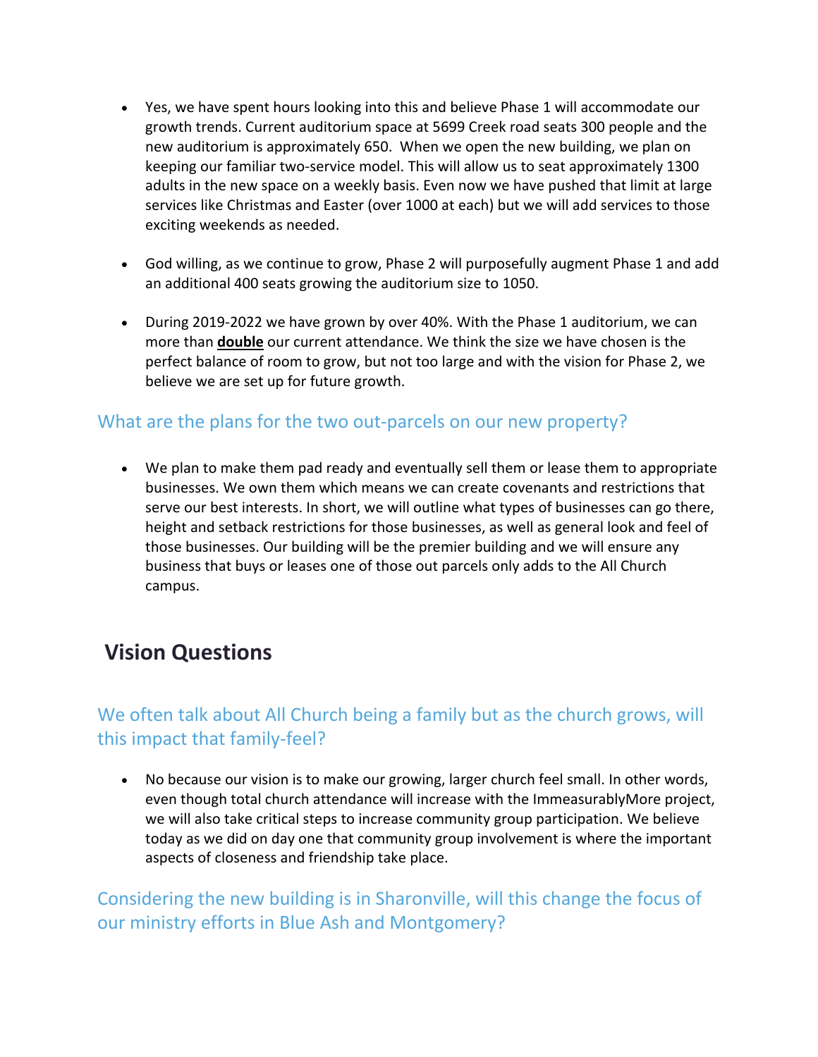- Yes, we have spent hours looking into this and believe Phase 1 will accommodate our growth trends. Current auditorium space at 5699 Creek road seats 300 people and the new auditorium is approximately 650. When we open the new building, we plan on keeping our familiar two-service model. This will allow us to seat approximately 1300 adults in the new space on a weekly basis. Even now we have pushed that limit at large services like Christmas and Easter (over 1000 at each) but we will add services to those exciting weekends as needed.

- God willing, as we continue to grow, Phase 2 will purposefully augment Phase 1 and add an additional 400 seats growing the auditorium size to 1050.

- During 2019-2022 we have grown by over 40%. With the Phase 1 auditorium, we can more than **double** our current attendance. We think the size we have chosen is the perfect balance of room to grow, but not too large and with the vision for Phase 2, we believe we are set up for future growth.

### What are the plans for the two out-parcels on our new property?

- We plan to make them pad ready and eventually sell them or lease them to appropriate businesses. We own them which means we can create covenants and restrictions that serve our best interests. In short, we will outline what types of businesses can go there, height and setback restrictions for those businesses, as well as general look and feel of those businesses. Our building will be the premier building and we will ensure any business that buys or leases one of those out parcels only adds to the All Church campus.

## Vision Questions

### We often talk about All Church being a family but as the church grows, will this impact that family-feel?

- No because our vision is to make our growing, larger church feel small. In other words, even though total church attendance will increase with the ImmeasurablyMore project, we will also take critical steps to increase community group participation. We believe today as we did on day one that community group involvement is where the important aspects of closeness and friendship take place.

### Considering the new building is in Sharonville, will this change the focus of our ministry efforts in Blue Ash and Montgomery?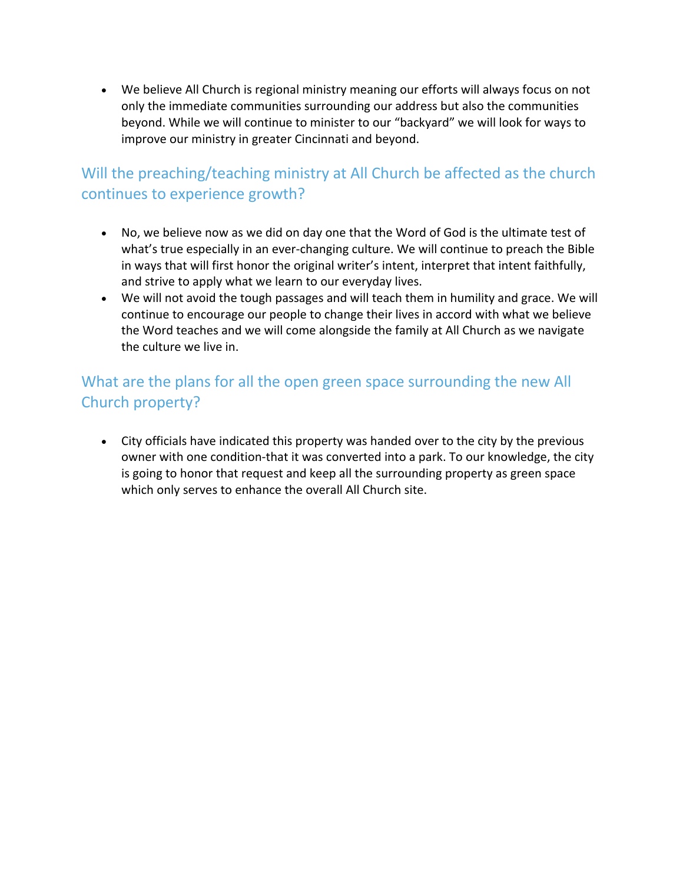- We believe All Church is regional ministry meaning our efforts will always focus on not only the immediate communities surrounding our address but also the communities beyond. While we will continue to minister to our "backyard" we will look for ways to improve our ministry in greater Cincinnati and beyond.

## Will the preaching/teaching ministry at All Church be affected as the church continues to experience growth?

- No, we believe now as we did on day one that the Word of God is the ultimate test of what's true especially in an ever-changing culture. We will continue to preach the Bible in ways that will first honor the original writer's intent, interpret that intent faithfully, and strive to apply what we learn to our everyday lives.
- We will not avoid the tough passages and will teach them in humility and grace. We will continue to encourage our people to change their lives in accord with what we believe the Word teaches and we will come alongside the family at All Church as we navigate the culture we live in.

## What are the plans for all the open green space surrounding the new All Church property?

- City officials have indicated this property was handed over to the city by the previous owner with one condition-that it was converted into a park. To our knowledge, the city is going to honor that request and keep all the surrounding property as green space which only serves to enhance the overall All Church site.